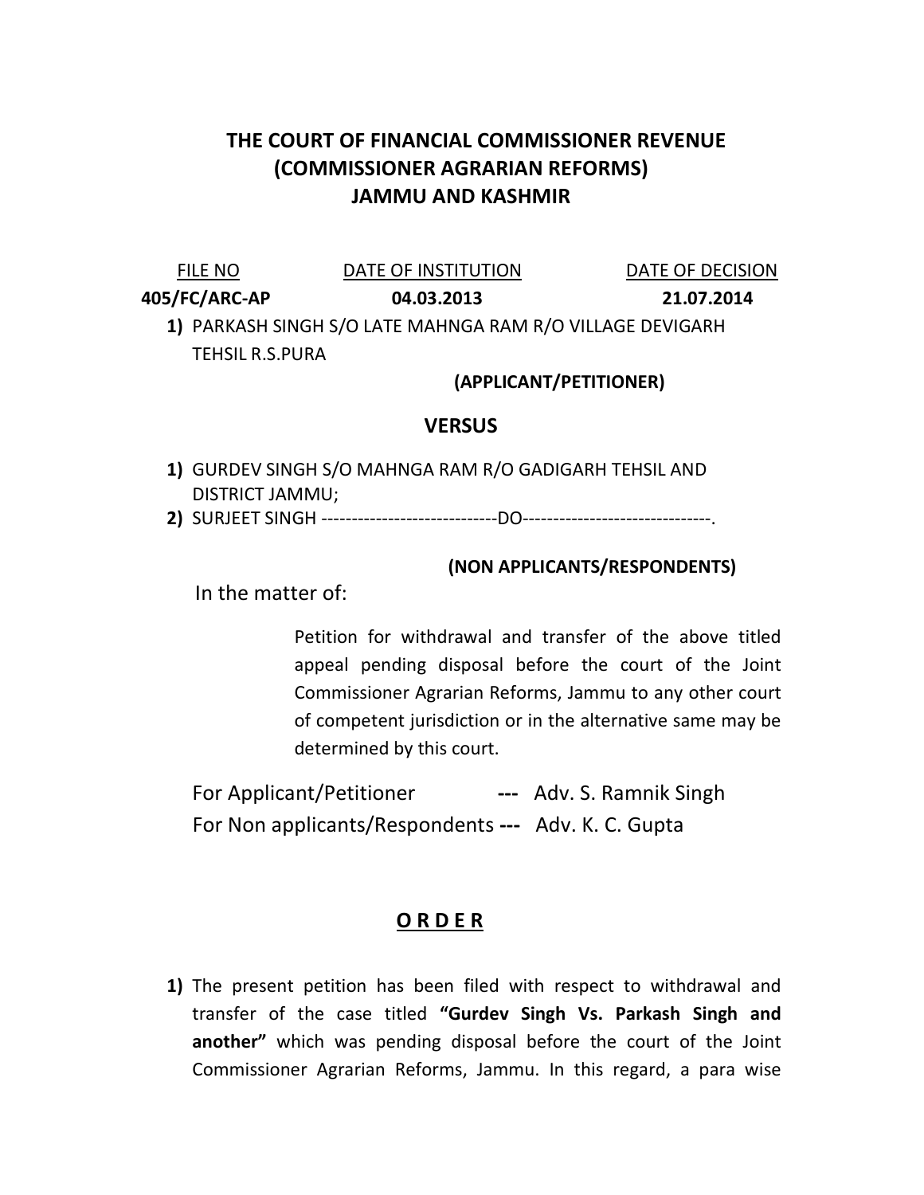# THE COURT OF FINANCIAL COMMISSIONER REVENUE (COMMISSIONER AGRARIAN REFORMS) JAMMU AND KASHMIR

| FILE NO | DATE OF INSTITUTION | DATE OF DECISION |
|---|---|---|
| **405/FC/ARC-AP** | **04.03.2013** | **21.07.2014** |

1) PARKASH SINGH S/O LATE MAHNGA RAM R/O VILLAGE DEVIGARH TEHSIL R.S.PURA

**(APPLICANT/PETITIONER)**

**VERSUS**

1) GURDEV SINGH S/O MAHNGA RAM R/O GADIGARH TEHSIL AND DISTRICT JAMMU;
2) SURJEET SINGH -----------------------------DO-------------------------------.

**(NON APPLICANTS/RESPONDENTS)**

In the matter of:

> Petition for withdrawal and transfer of the above titled appeal pending disposal before the court of the Joint Commissioner Agrarian Reforms, Jammu to any other court of competent jurisdiction or in the alternative same may be determined by this court.

For Applicant/Petitioner **---** Adv. S. Ramnik Singh

For Non applicants/Respondents **---** Adv. K. C. Gupta

## O R D E R

1) The present petition has been filed with respect to withdrawal and transfer of the case titled **"Gurdev Singh Vs. Parkash Singh and another"** which was pending disposal before the court of the Joint Commissioner Agrarian Reforms, Jammu. In this regard, a para wise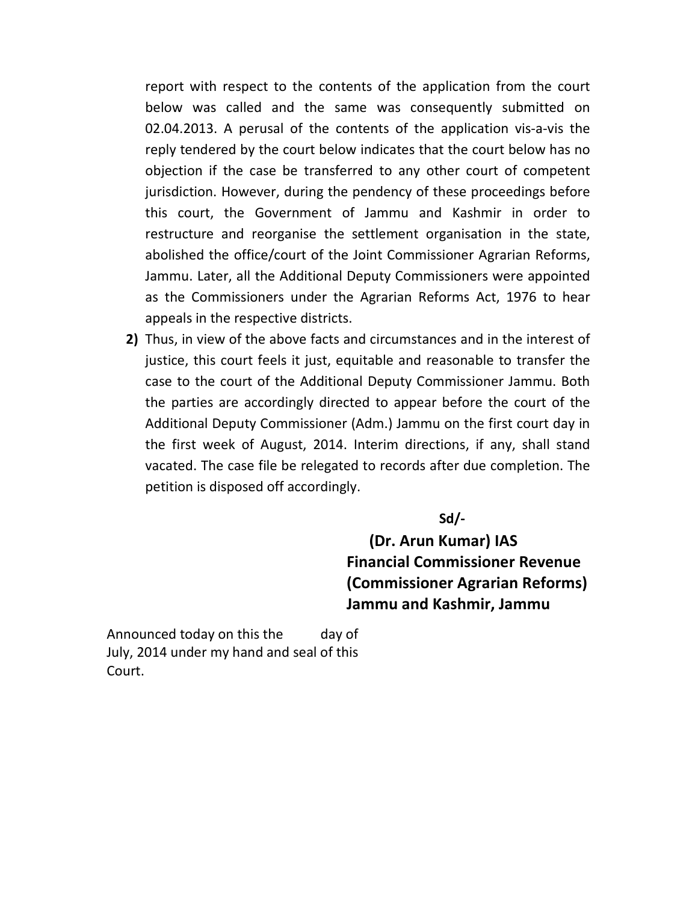report with respect to the contents of the application from the court below was called and the same was consequently submitted on 02.04.2013. A perusal of the contents of the application vis-a-vis the reply tendered by the court below indicates that the court below has no objection if the case be transferred to any other court of competent jurisdiction. However, during the pendency of these proceedings before this court, the Government of Jammu and Kashmir in order to restructure and reorganise the settlement organisation in the state, abolished the office/court of the Joint Commissioner Agrarian Reforms, Jammu. Later, all the Additional Deputy Commissioners were appointed as the Commissioners under the Agrarian Reforms Act, 1976 to hear appeals in the respective districts.

**2)** Thus, in view of the above facts and circumstances and in the interest of justice, this court feels it just, equitable and reasonable to transfer the case to the court of the Additional Deputy Commissioner Jammu. Both the parties are accordingly directed to appear before the court of the Additional Deputy Commissioner (Adm.) Jammu on the first court day in the first week of August, 2014. Interim directions, if any, shall stand vacated. The case file be relegated to records after due completion. The petition is disposed off accordingly.

**Sd/-**

**(Dr. Arun Kumar) IAS**
**Financial Commissioner Revenue**
**(Commissioner Agrarian Reforms)**
**Jammu and Kashmir, Jammu**

Announced today on this the day of July, 2014 under my hand and seal of this Court.